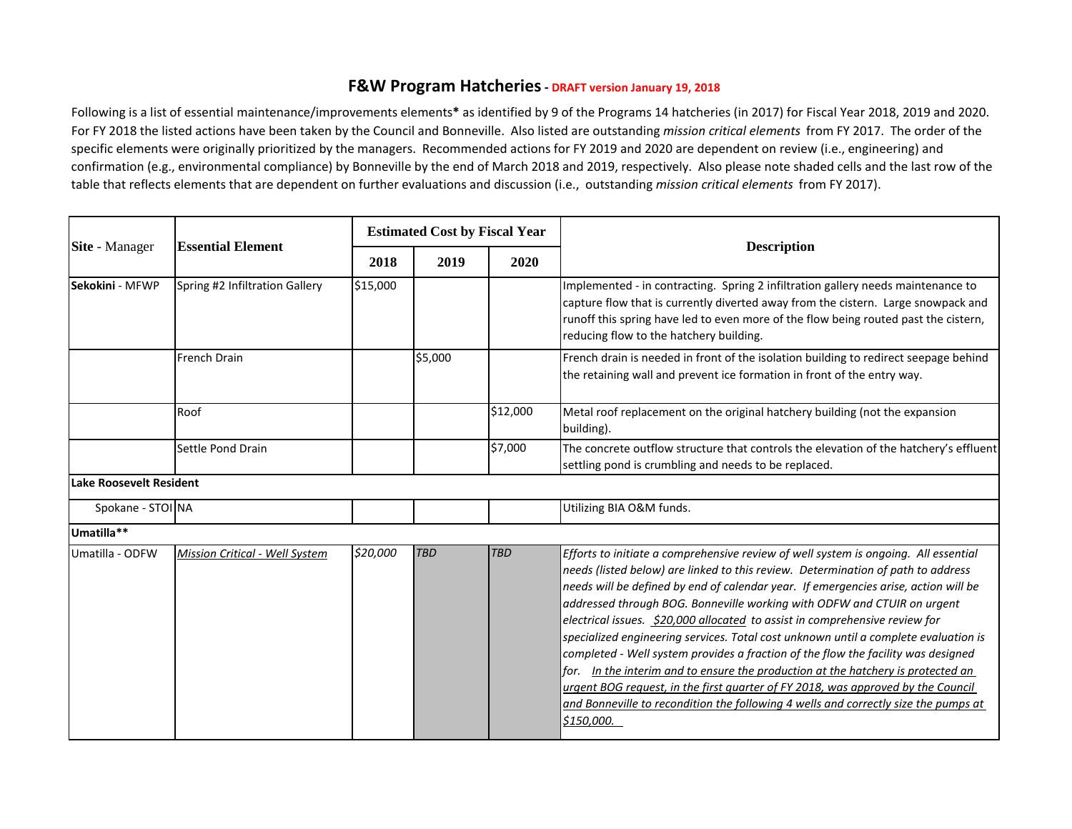# F&W Program Hatcheries - DRAFT version January 19, 2018

Following is a list of essential maintenance/improvements elements* as identified by 9 of the Programs 14 hatcheries (in 2017) for Fiscal Year 2018, 2019 and 2020. For FY 2018 the listed actions have been taken by the Council and Bonneville. Also listed are outstanding *mission critical elements* from FY 2017. The order of the specific elements were originally prioritized by the managers. Recommended actions for FY 2019 and 2020 are dependent on review (i.e., engineering) and confirmation (e.g., environmental compliance) by Bonneville by the end of March 2018 and 2019, respectively. Also please note shaded cells and the last row of the table that reflects elements that are dependent on further evaluations and discussion (i.e., outstanding *mission critical elements* from FY 2017).

| **Site** - Manager | **Essential Element** | **Estimated Cost by Fiscal Year** | | | **Description** |
|---|---|---|---|---|---|
| | | **2018** | **2019** | **2020** | |
| **Sekokini** - MFWP | Spring #2 Infiltration Gallery | $15,000 | | | Implemented - in contracting. Spring 2 infiltration gallery needs maintenance to capture flow that is currently diverted away from the cistern. Large snowpack and runoff this spring have led to even more of the flow being routed past the cistern, reducing flow to the hatchery building. |
| | French Drain | | $5,000 | | French drain is needed in front of the isolation building to redirect seepage behind the retaining wall and prevent ice formation in front of the entry way. |
| | Roof | | | $12,000 | Metal roof replacement on the original hatchery building (not the expansion building). |
| | Settle Pond Drain | | | $7,000 | The concrete outflow structure that controls the elevation of the hatchery's effluent settling pond is crumbling and needs to be replaced. |
| **Lake Roosevelt Resident** | | | | | |
| Spokane - STOI | NA | | | | Utilizing BIA O&M funds. |
| **Umatilla**** | | | | | |
| Umatilla - ODFW | *<u>Mission Critical - Well System</u>* | *$20,000* | *TBD* | *TBD* | *Efforts to initiate a comprehensive review of well system is ongoing. All essential needs (listed below) are linked to this review. Determination of path to address needs will be defined by end of calendar year. If emergencies arise, action will be addressed through BOG. Bonneville working with ODFW and CTUIR on urgent electrical issues. <u>$20,000 allocated</u> to assist in comprehensive review for specialized engineering services. Total cost unknown until a complete evaluation is completed - Well system provides a fraction of the flow the facility was designed for. <u>In the interim and to ensure the production at the hatchery is protected an urgent BOG request, in the first quarter of FY 2018, was approved by the Council and Bonneville to recondition the following 4 wells and correctly size the pumps at $150,000.</u>* |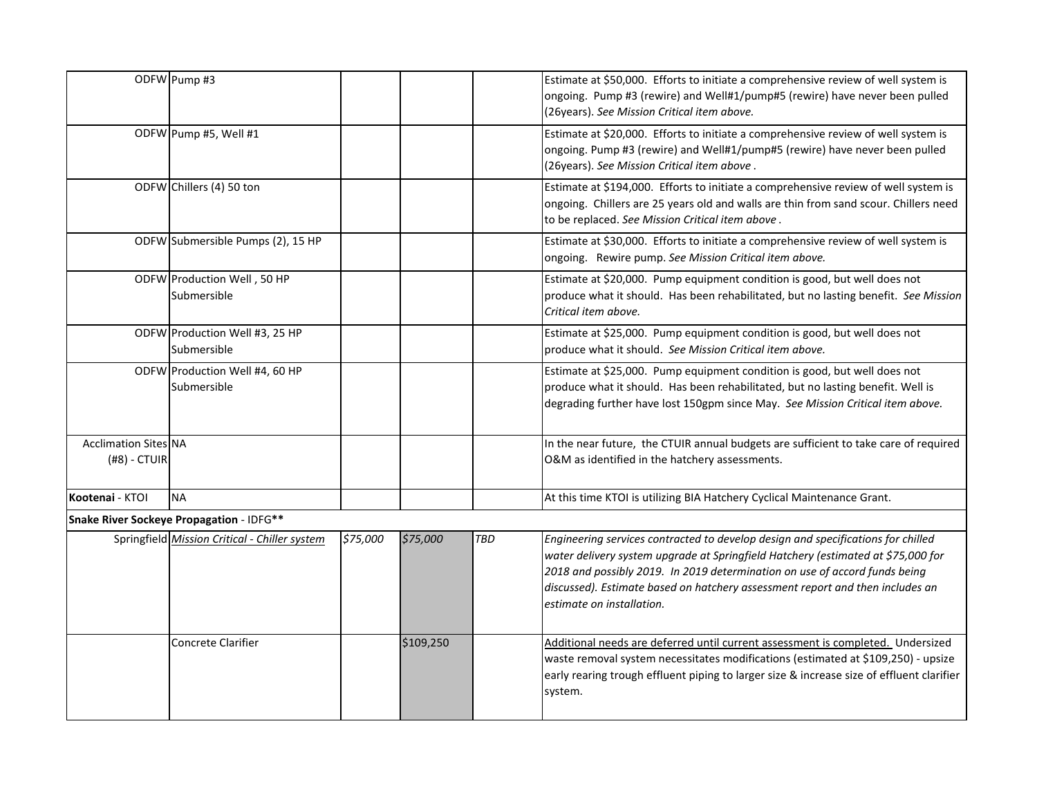| | | | | | |
|---|---|---|---|---|---|
| ODFW | Pump #3 | | | | Estimate at $50,000. Efforts to initiate a comprehensive review of well system is ongoing. Pump #3 (rewire) and Well#1/pump#5 (rewire) have never been pulled (26years). *See Mission Critical item above.* |
| ODFW | Pump #5, Well #1 | | | | Estimate at $20,000. Efforts to initiate a comprehensive review of well system is ongoing. Pump #3 (rewire) and Well#1/pump#5 (rewire) have never been pulled (26years). *See Mission Critical item above* . |
| ODFW | Chillers (4) 50 ton | | | | Estimate at $194,000. Efforts to initiate a comprehensive review of well system is ongoing. Chillers are 25 years old and walls are thin from sand scour. Chillers need to be replaced. *See Mission Critical item above* . |
| ODFW | Submersible Pumps (2), 15 HP | | | | Estimate at $30,000. Efforts to initiate a comprehensive review of well system is ongoing. Rewire pump. *See Mission Critical item above.* |
| ODFW | Production Well , 50 HP Submersible | | | | Estimate at $20,000. Pump equipment condition is good, but well does not produce what it should. Has been rehabilitated, but no lasting benefit. *See Mission Critical item above.* |
| ODFW | Production Well #3, 25 HP Submersible | | | | Estimate at $25,000. Pump equipment condition is good, but well does not produce what it should. *See Mission Critical item above.* |
| ODFW | Production Well #4, 60 HP Submersible | | | | Estimate at $25,000. Pump equipment condition is good, but well does not produce what it should. Has been rehabilitated, but no lasting benefit. Well is degrading further have lost 150gpm since May. *See Mission Critical item above.* |
| Acclimation Sites (#8) - CTUIR | NA | | | | In the near future, the CTUIR annual budgets are sufficient to take care of required O&M as identified in the hatchery assessments. |
| **Kootenai** - KTOI | NA | | | | At this time KTOI is utilizing BIA Hatchery Cyclical Maintenance Grant. |
| **Snake River Sockeye Propagation** - IDFG** | | | | | |
| Springfield | *Mission Critical - Chiller system* | *$75,000* | *$75,000* | *TBD* | *Engineering services contracted to develop design and specifications for chilled water delivery system upgrade at Springfield Hatchery (estimated at $75,000 for 2018 and possibly 2019. In 2019 determination on use of accord funds being discussed). Estimate based on hatchery assessment report and then includes an estimate on installation.* |
| | Concrete Clarifier | | $109,250 | | Additional needs are deferred until current assessment is completed. Undersized waste removal system necessitates modifications (estimated at $109,250) - upsize early rearing trough effluent piping to larger size & increase size of effluent clarifier system. |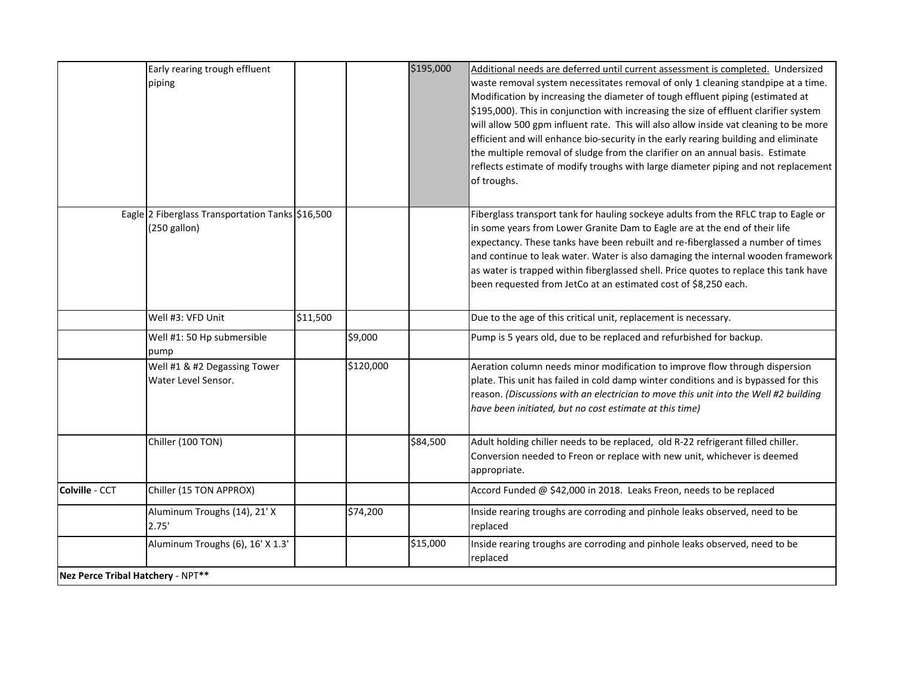| | | | | | |
|---|---|---|---|---|---|
| | Early rearing trough effluent piping | | | $195,000 | Additional needs are deferred until current assessment is completed. Undersized waste removal system necessitates removal of only 1 cleaning standpipe at a time. Modification by increasing the diameter of tough effluent piping (estimated at $195,000). This in conjunction with increasing the size of effluent clarifier system will allow 500 gpm influent rate. This will also allow inside vat cleaning to be more efficient and will enhance bio-security in the early rearing building and eliminate the multiple removal of sludge from the clarifier on an annual basis. Estimate reflects estimate of modify troughs with large diameter piping and not replacement of troughs. |
| Eagle | 2 Fiberglass Transportation Tanks (250 gallon) | $16,500 | | | Fiberglass transport tank for hauling sockeye adults from the RFLC trap to Eagle or in some years from Lower Granite Dam to Eagle are at the end of their life expectancy. These tanks have been rebuilt and re-fiberglassed a number of times and continue to leak water. Water is also damaging the internal wooden framework as water is trapped within fiberglassed shell. Price quotes to replace this tank have been requested from JetCo at an estimated cost of $8,250 each. |
| | Well #3: VFD Unit | $11,500 | | | Due to the age of this critical unit, replacement is necessary. |
| | Well #1: 50 Hp submersible pump | | $9,000 | | Pump is 5 years old, due to be replaced and refurbished for backup. |
| | Well #1 & #2 Degassing Tower Water Level Sensor. | | $120,000 | | Aeration column needs minor modification to improve flow through dispersion plate. This unit has failed in cold damp winter conditions and is bypassed for this reason. *(Discussions with an electrician to move this unit into the Well #2 building have been initiated, but no cost estimate at this time)* |
| | Chiller (100 TON) | | | $84,500 | Adult holding chiller needs to be replaced, old R-22 refrigerant filled chiller. Conversion needed to Freon or replace with new unit, whichever is deemed appropriate. |
| **Colville** - CCT | Chiller (15 TON APPROX) | | | | Accord Funded @ $42,000 in 2018. Leaks Freon, needs to be replaced |
| | Aluminum Troughs (14), 21' X 2.75' | | $74,200 | | Inside rearing troughs are corroding and pinhole leaks observed, need to be replaced |
| | Aluminum Troughs (6), 16' X 1.3' | | | $15,000 | Inside rearing troughs are corroding and pinhole leaks observed, need to be replaced |
| **Nez Perce Tribal Hatchery** - NPT** | | | | | |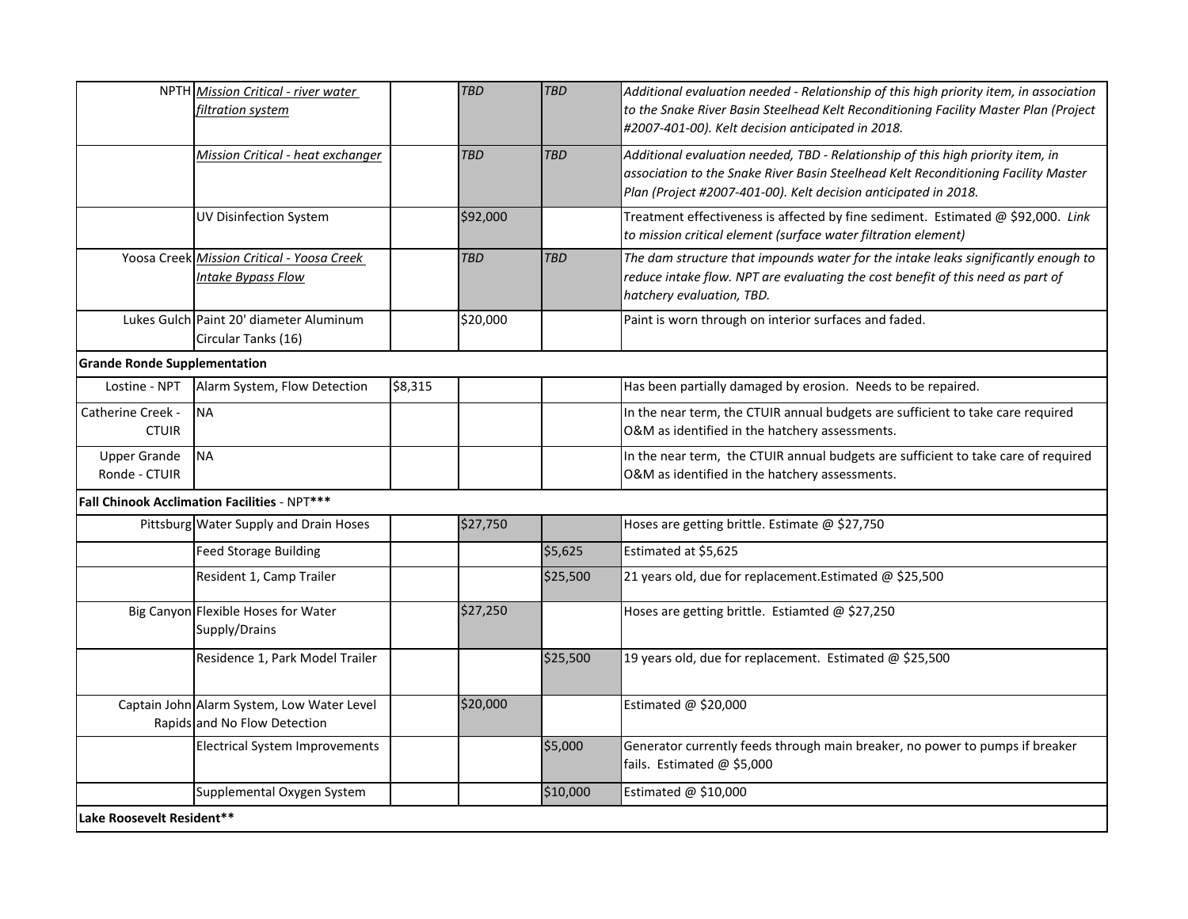| | | | | | |
|---|---|---|---|---|---|
| NPTH | *Mission Critical - river water filtration system* | | *TBD* | *TBD* | *Additional evaluation needed - Relationship of this high priority item, in association to the Snake River Basin Steelhead Kelt Reconditioning Facility Master Plan (Project #2007-401-00). Kelt decision anticipated in 2018.* |
| | *Mission Critical - heat exchanger* | | *TBD* | *TBD* | *Additional evaluation needed, TBD - Relationship of this high priority item, in association to the Snake River Basin Steelhead Kelt Reconditioning Facility Master Plan (Project #2007-401-00). Kelt decision anticipated in 2018.* |
| | UV Disinfection System | | $92,000 | | Treatment effectiveness is affected by fine sediment. Estimated @ $92,000. *Link to mission critical element (surface water filtration element)* |
| Yoosa Creek | *Mission Critical - Yoosa Creek Intake Bypass Flow* | | *TBD* | *TBD* | *The dam structure that impounds water for the intake leaks significantly enough to reduce intake flow. NPT are evaluating the cost benefit of this need as part of hatchery evaluation, TBD.* |
| Lukes Gulch | Paint 20' diameter Aluminum Circular Tanks (16) | | $20,000 | | Paint is worn through on interior surfaces and faded. |
| **Grande Ronde Supplementation** | | | | | |
| Lostine - NPT | Alarm System, Flow Detection | $8,315 | | | Has been partially damaged by erosion. Needs to be repaired. |
| Catherine Creek - CTUIR | NA | | | | In the near term, the CTUIR annual budgets are sufficient to take care required O&M as identified in the hatchery assessments. |
| Upper Grande Ronde - CTUIR | NA | | | | In the near term, the CTUIR annual budgets are sufficient to take care of required O&M as identified in the hatchery assessments. |
| **Fall Chinook Acclimation Facilities** - NPT*** | | | | | |
| Pittsburg | Water Supply and Drain Hoses | | $27,750 | | Hoses are getting brittle. Estimate @ $27,750 |
| | Feed Storage Building | | | $5,625 | Estimated at $5,625 |
| | Resident 1, Camp Trailer | | | $25,500 | 21 years old, due for replacement.Estimated @ $25,500 |
| Big Canyon | Flexible Hoses for Water Supply/Drains | | $27,250 | | Hoses are getting brittle. Estiamted @ $27,250 |
| | Residence 1, Park Model Trailer | | | $25,500 | 19 years old, due for replacement. Estimated @ $25,500 |
| Captain John Rapids | Alarm System, Low Water Level and No Flow Detection | | $20,000 | | Estimated @ $20,000 |
| | Electrical System Improvements | | | $5,000 | Generator currently feeds through main breaker, no power to pumps if breaker fails. Estimated @ $5,000 |
| | Supplemental Oxygen System | | | $10,000 | Estimated @ $10,000 |
| **Lake Roosevelt Resident**** | | | | | |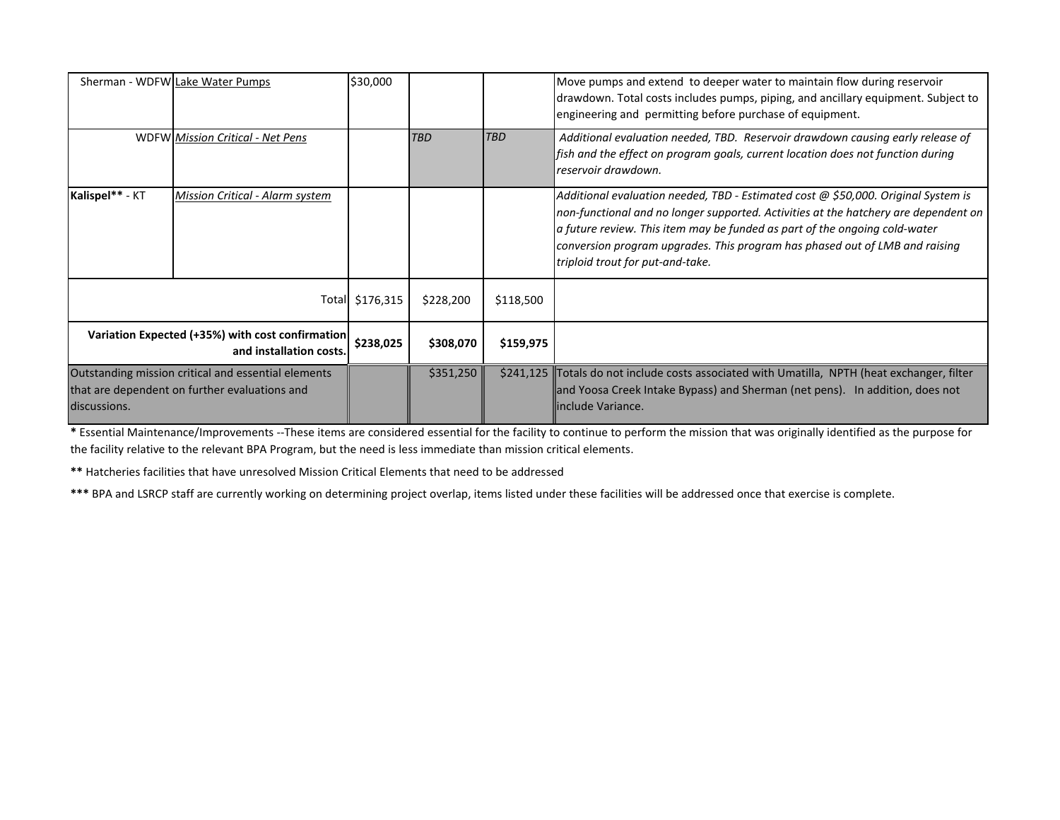| | | | | | |
|---|---|---|---|---|---|
| Sherman - WDFW | Lake Water Pumps | $30,000 | | | Move pumps and extend to deeper water to maintain flow during reservoir drawdown. Total costs includes pumps, piping, and ancillary equipment. Subject to engineering and permitting before purchase of equipment. |
| WDFW | *Mission Critical - Net Pens* | | *TBD* | *TBD* | *Additional evaluation needed, TBD. Reservoir drawdown causing early release of fish and the effect on program goals, current location does not function during reservoir drawdown.* |
| **Kalispel**** - KT | *Mission Critical - Alarm system* | | | | *Additional evaluation needed, TBD - Estimated cost @ $50,000. Original System is non-functional and no longer supported. Activities at the hatchery are dependent on a future review. This item may be funded as part of the ongoing cold-water conversion program upgrades. This program has phased out of LMB and raising triploid trout for put-and-take.* |
| | Total | $176,315 | $228,200 | $118,500 | |
| | **Variation Expected (+35%) with cost confirmation and installation costs.** | **$238,025** | **$308,070** | **$159,975** | |
| Outstanding mission critical and essential elements that are dependent on further evaluations and discussions. | | | $351,250 | $241,125 | Totals do not include costs associated with Umatilla, NPTH (heat exchanger, filter and Yoosa Creek Intake Bypass) and Sherman (net pens). In addition, does not include Variance. |

**\*** Essential Maintenance/Improvements --These items are considered essential for the facility to continue to perform the mission that was originally identified as the purpose for the facility relative to the relevant BPA Program, but the need is less immediate than mission critical elements.

**\*\*** Hatcheries facilities that have unresolved Mission Critical Elements that need to be addressed

**\*\*\*** BPA and LSRCP staff are currently working on determining project overlap, items listed under these facilities will be addressed once that exercise is complete.